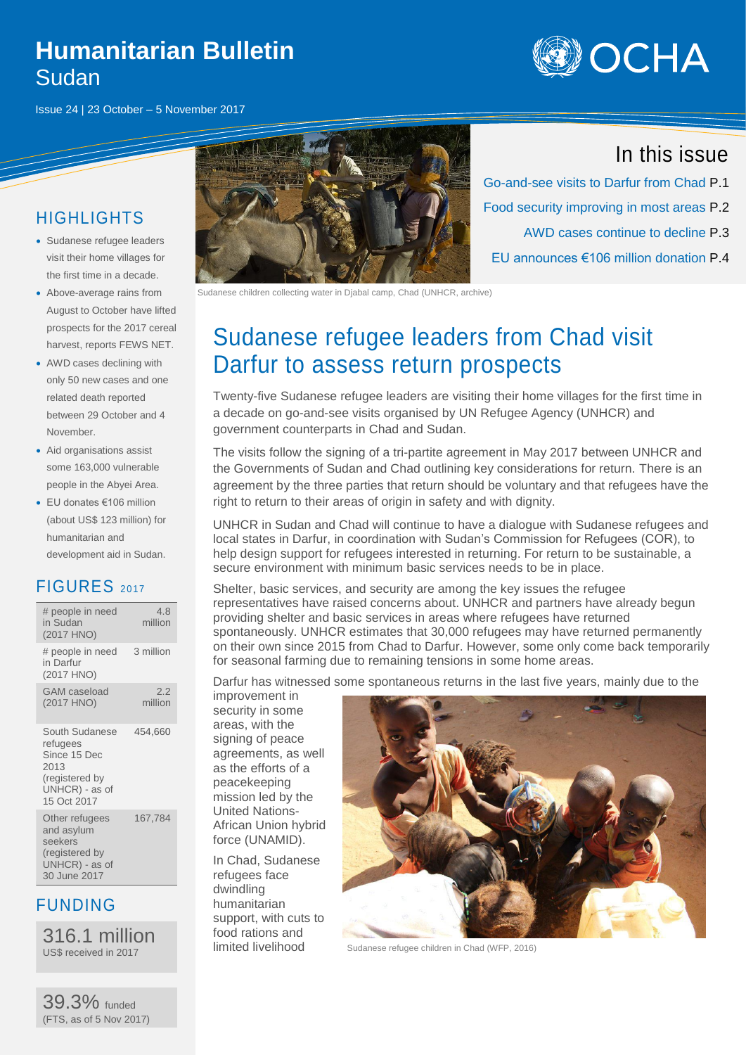# Humanitarian Bulletin
## Sudan

Issue 24 | 23 October – 5 November 2017

## In this issue

Go-and-see visits to Darfur from Chad P.1

Food security improving in most areas P.2

AWD cases continue to decline P.3

EU announces €106 million donation P.4

Sudanese children collecting water in Djabal camp, Chad (UNHCR, archive)

## HIGHLIGHTS

- Sudanese refugee leaders visit their home villages for the first time in a decade.
- Above-average rains from August to October have lifted prospects for the 2017 cereal harvest, reports FEWS NET.
- AWD cases declining with only 50 new cases and one related death reported between 29 October and 4 November.
- Aid organisations assist some 163,000 vulnerable people in the Abyei Area.
- EU donates €106 million (about US$ 123 million) for humanitarian and development aid in Sudan.

## FIGURES 2017

| | |
|---|---|
| # people in need in Sudan (2017 HNO) | 4.8 million |
| # people in need in Darfur (2017 HNO) | 3 million |
| GAM caseload (2017 HNO) | 2.2 million |
| South Sudanese refugees Since 15 Dec 2013 (registered by UNHCR) - as of 15 Oct 2017 | 454,660 |
| Other refugees and asylum seekers (registered by UNHCR) - as of 30 June 2017 | 167,784 |

## FUNDING

**316.1 million**
US$ received in 2017

**39.3%** funded
(FTS, as of 5 Nov 2017)

# Sudanese refugee leaders from Chad visit Darfur to assess return prospects

Twenty-five Sudanese refugee leaders are visiting their home villages for the first time in a decade on go-and-see visits organised by UN Refugee Agency (UNHCR) and government counterparts in Chad and Sudan.

The visits follow the signing of a tri-partite agreement in May 2017 between UNHCR and the Governments of Sudan and Chad outlining key considerations for return. There is an agreement by the three parties that return should be voluntary and that refugees have the right to return to their areas of origin in safety and with dignity.

UNHCR in Sudan and Chad will continue to have a dialogue with Sudanese refugees and local states in Darfur, in coordination with Sudan's Commission for Refugees (COR), to help design support for refugees interested in returning. For return to be sustainable, a secure environment with minimum basic services needs to be in place.

Shelter, basic services, and security are among the key issues the refugee representatives have raised concerns about. UNHCR and partners have already begun providing shelter and basic services in areas where refugees have returned spontaneously. UNHCR estimates that 30,000 refugees may have returned permanently on their own since 2015 from Chad to Darfur. However, some only come back temporarily for seasonal farming due to remaining tensions in some home areas.

Darfur has witnessed some spontaneous returns in the last five years, mainly due to the improvement in security in some areas, with the signing of peace agreements, as well as the efforts of a peacekeeping mission led by the United Nations-African Union hybrid force (UNAMID).

Sudanese refugee children in Chad (WFP, 2016)

In Chad, Sudanese refugees face dwindling humanitarian support, with cuts to food rations and limited livelihood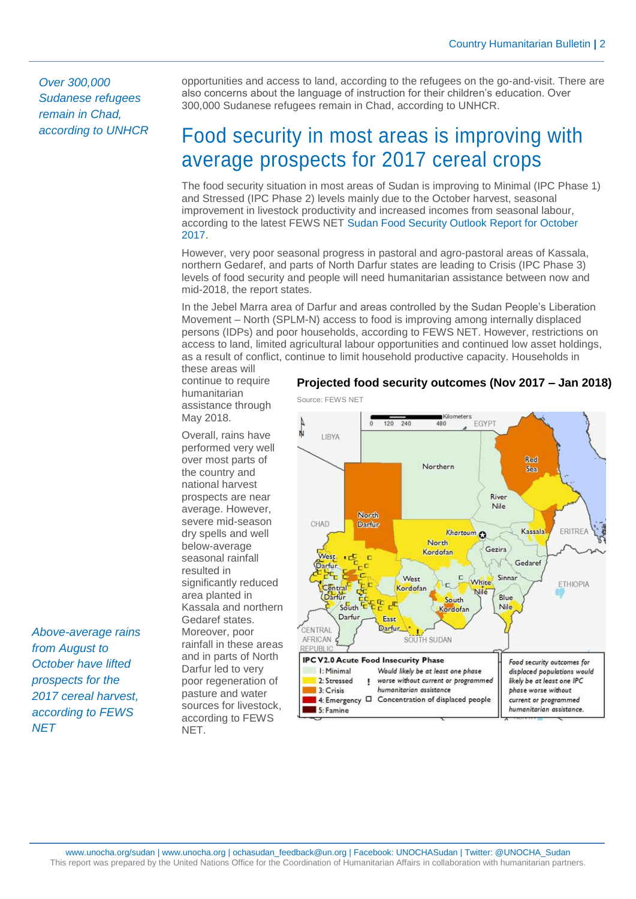*Over 300,000 Sudanese refugees remain in Chad, according to UNHCR*

opportunities and access to land, according to the refugees on the go-and-visit. There are also concerns about the language of instruction for their children's education. Over 300,000 Sudanese refugees remain in Chad, according to UNHCR.

## Food security in most areas is improving with average prospects for 2017 cereal crops

The food security situation in most areas of Sudan is improving to Minimal (IPC Phase 1) and Stressed (IPC Phase 2) levels mainly due to the October harvest, seasonal improvement in livestock productivity and increased incomes from seasonal labour, according to the latest FEWS NET Sudan Food Security Outlook Report for October 2017.

However, very poor seasonal progress in pastoral and agro-pastoral areas of Kassala, northern Gedaref, and parts of North Darfur states are leading to Crisis (IPC Phase 3) levels of food security and people will need humanitarian assistance between now and mid-2018, the report states.

In the Jebel Marra area of Darfur and areas controlled by the Sudan People's Liberation Movement – North (SPLM-N) access to food is improving among internally displaced persons (IDPs) and poor households, according to FEWS NET. However, restrictions on access to land, limited agricultural labour opportunities and continued low asset holdings, as a result of conflict, continue to limit household productive capacity. Households in these areas will continue to require humanitarian assistance through May 2018.

*Above-average rains from August to October have lifted prospects for the 2017 cereal harvest, according to FEWS NET*

Overall, rains have performed very well over most parts of the country and national harvest prospects are near average. However, severe mid-season dry spells and well below-average seasonal rainfall resulted in significantly reduced area planted in Kassala and northern Gedaref states. Moreover, poor rainfall in these areas and in parts of North Darfur led to very poor regeneration of pasture and water sources for livestock, according to FEWS NET.

**Projected food security outcomes (Nov 2017 – Jan 2018)**

Source: FEWS NET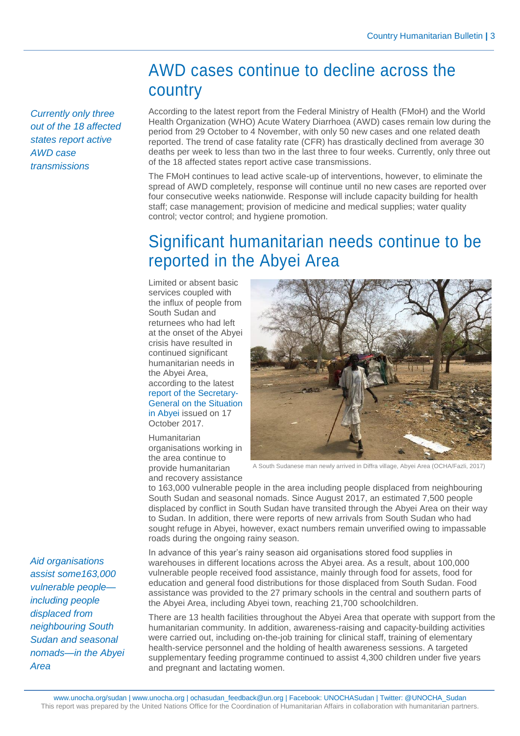## AWD cases continue to decline across the country

*Currently only three out of the 18 affected states report active AWD case transmissions*

According to the latest report from the Federal Ministry of Health (FMoH) and the World Health Organization (WHO) Acute Watery Diarrhoea (AWD) cases remain low during the period from 29 October to 4 November, with only 50 new cases and one related death reported. The trend of case fatality rate (CFR) has drastically declined from average 30 deaths per week to less than two in the last three to four weeks. Currently, only three out of the 18 affected states report active case transmissions.

The FMoH continues to lead active scale-up of interventions, however, to eliminate the spread of AWD completely, response will continue until no new cases are reported over four consecutive weeks nationwide. Response will include capacity building for health staff; case management; provision of medicine and medical supplies; water quality control; vector control; and hygiene promotion.

## Significant humanitarian needs continue to be reported in the Abyei Area

Limited or absent basic services coupled with the influx of people from South Sudan and returnees who had left at the onset of the Abyei crisis have resulted in continued significant humanitarian needs in the Abyei Area, according to the latest report of the Secretary-General on the Situation in Abyei issued on 17 October 2017.

A South Sudanese man newly arrived in Diffra village, Abyei Area (OCHA/Fazli, 2017)

Humanitarian organisations working in the area continue to provide humanitarian and recovery assistance to 163,000 vulnerable people in the area including people displaced from neighbouring South Sudan and seasonal nomads. Since August 2017, an estimated 7,500 people displaced by conflict in South Sudan have transited through the Abyei Area on their way to Sudan. In addition, there were reports of new arrivals from South Sudan who had sought refuge in Abyei, however, exact numbers remain unverified owing to impassable roads during the ongoing rainy season.

*Aid organisations assist some163,000 vulnerable people—including people displaced from neighbouring South Sudan and seasonal nomads—in the Abyei Area*

In advance of this year's rainy season aid organisations stored food supplies in warehouses in different locations across the Abyei area. As a result, about 100,000 vulnerable people received food assistance, mainly through food for assets, food for education and general food distributions for those displaced from South Sudan. Food assistance was provided to the 27 primary schools in the central and southern parts of the Abyei Area, including Abyei town, reaching 21,700 schoolchildren.

There are 13 health facilities throughout the Abyei Area that operate with support from the humanitarian community. In addition, awareness-raising and capacity-building activities were carried out, including on-the-job training for clinical staff, training of elementary health-service personnel and the holding of health awareness sessions. A targeted supplementary feeding programme continued to assist 4,300 children under five years and pregnant and lactating women.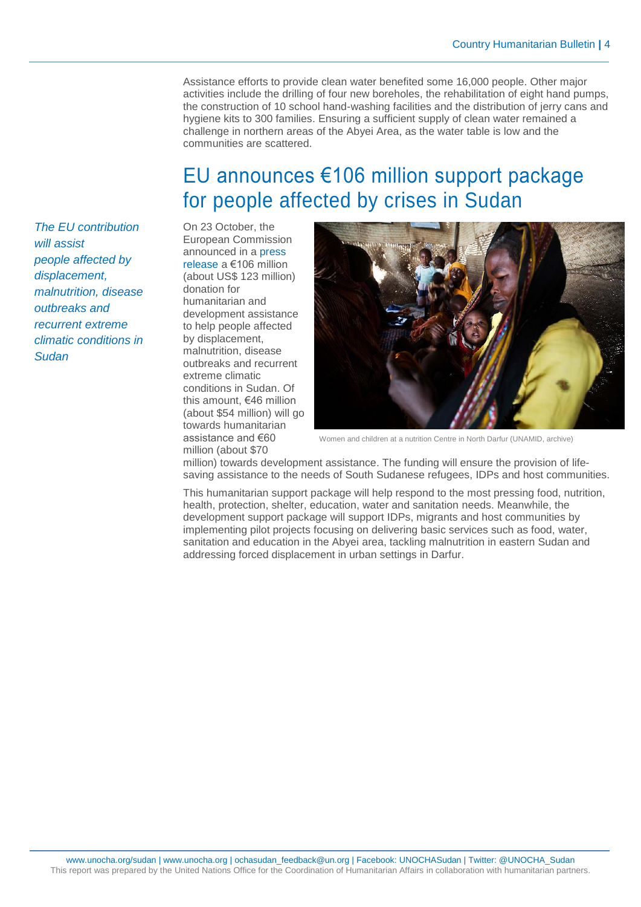Assistance efforts to provide clean water benefited some 16,000 people. Other major activities include the drilling of four new boreholes, the rehabilitation of eight hand pumps, the construction of 10 school hand-washing facilities and the distribution of jerry cans and hygiene kits to 300 families. Ensuring a sufficient supply of clean water remained a challenge in northern areas of the Abyei Area, as the water table is low and the communities are scattered.

# EU announces €106 million support package for people affected by crises in Sudan

*The EU contribution will assist people affected by displacement, malnutrition, disease outbreaks and recurrent extreme climatic conditions in Sudan*

On 23 October, the European Commission announced in a press release a €106 million (about US$ 123 million) donation for humanitarian and development assistance to help people affected by displacement, malnutrition, disease outbreaks and recurrent extreme climatic conditions in Sudan. Of this amount, €46 million (about $54 million) will go towards humanitarian assistance and €60 million (about $70 million) towards development assistance. The funding will ensure the provision of life-saving assistance to the needs of South Sudanese refugees, IDPs and host communities.

Women and children at a nutrition Centre in North Darfur (UNAMID, archive)

This humanitarian support package will help respond to the most pressing food, nutrition, health, protection, shelter, education, water and sanitation needs. Meanwhile, the development support package will support IDPs, migrants and host communities by implementing pilot projects focusing on delivering basic services such as food, water, sanitation and education in the Abyei area, tackling malnutrition in eastern Sudan and addressing forced displacement in urban settings in Darfur.